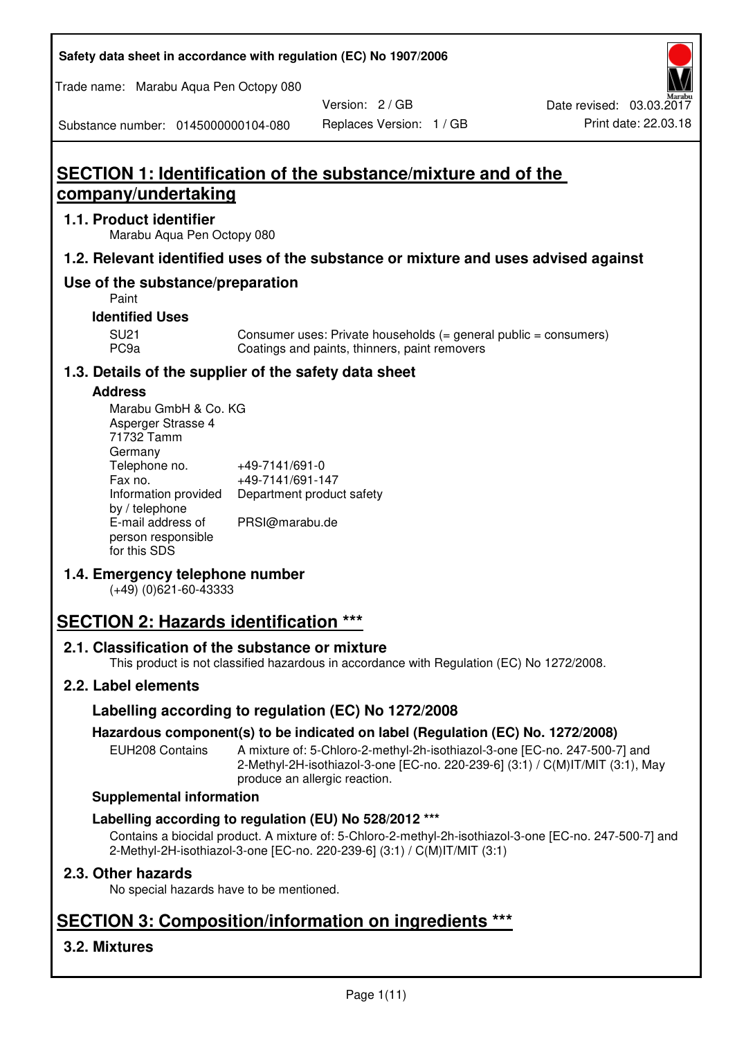# Safety data sheet in accordance with regulation (EC) No 1907/2006

Trade name: Marabu Aqua Pen Octopy 080

Substance number: 0145000000104-080

Version: 2 / GB

Replaces Version: 1 / GB

Date revised: 03.03.2017

Print date: 22.03.18

## SECTION 1: Identification of the substance/mixture and of the company/undertaking

### 1.1. Product identifier

Marabu Aqua Pen Octopy 080

### 1.2. Relevant identified uses of the substance or mixture and uses advised against

### Use of the substance/preparation

Paint

**Identified Uses**

| | |
|---|---|
| SU21 | Consumer uses: Private households (= general public = consumers) |
| PC9a | Coatings and paints, thinners, paint removers |

### 1.3. Details of the supplier of the safety data sheet

**Address**

Marabu GmbH & Co. KG
Asperger Strasse 4
71732 Tamm
Germany

| | |
|---|---|
| Telephone no. | +49-7141/691-0 |
| Fax no. | +49-7141/691-147 |
| Information provided by / telephone | Department product safety |
| E-mail address of person responsible for this SDS | PRSI@marabu.de |

### 1.4. Emergency telephone number

(+49) (0)621-60-43333

## SECTION 2: Hazards identification ***

### 2.1. Classification of the substance or mixture

This product is not classified hazardous in accordance with Regulation (EC) No 1272/2008.

### 2.2. Label elements

### Labelling according to regulation (EC) No 1272/2008

**Hazardous component(s) to be indicated on label (Regulation (EC) No. 1272/2008)**

EUH208 Contains: A mixture of: 5-Chloro-2-methyl-2h-isothiazol-3-one [EC-no. 247-500-7] and 2-Methyl-2H-isothiazol-3-one [EC-no. 220-239-6] (3:1) / C(M)IT/MIT (3:1), May produce an allergic reaction.

**Supplemental information**

**Labelling according to regulation (EU) No 528/2012 ***

Contains a biocidal product. A mixture of: 5-Chloro-2-methyl-2h-isothiazol-3-one [EC-no. 247-500-7] and 2-Methyl-2H-isothiazol-3-one [EC-no. 220-239-6] (3:1) / C(M)IT/MIT (3:1)

### 2.3. Other hazards

No special hazards have to be mentioned.

## SECTION 3: Composition/information on ingredients ***

### 3.2. Mixtures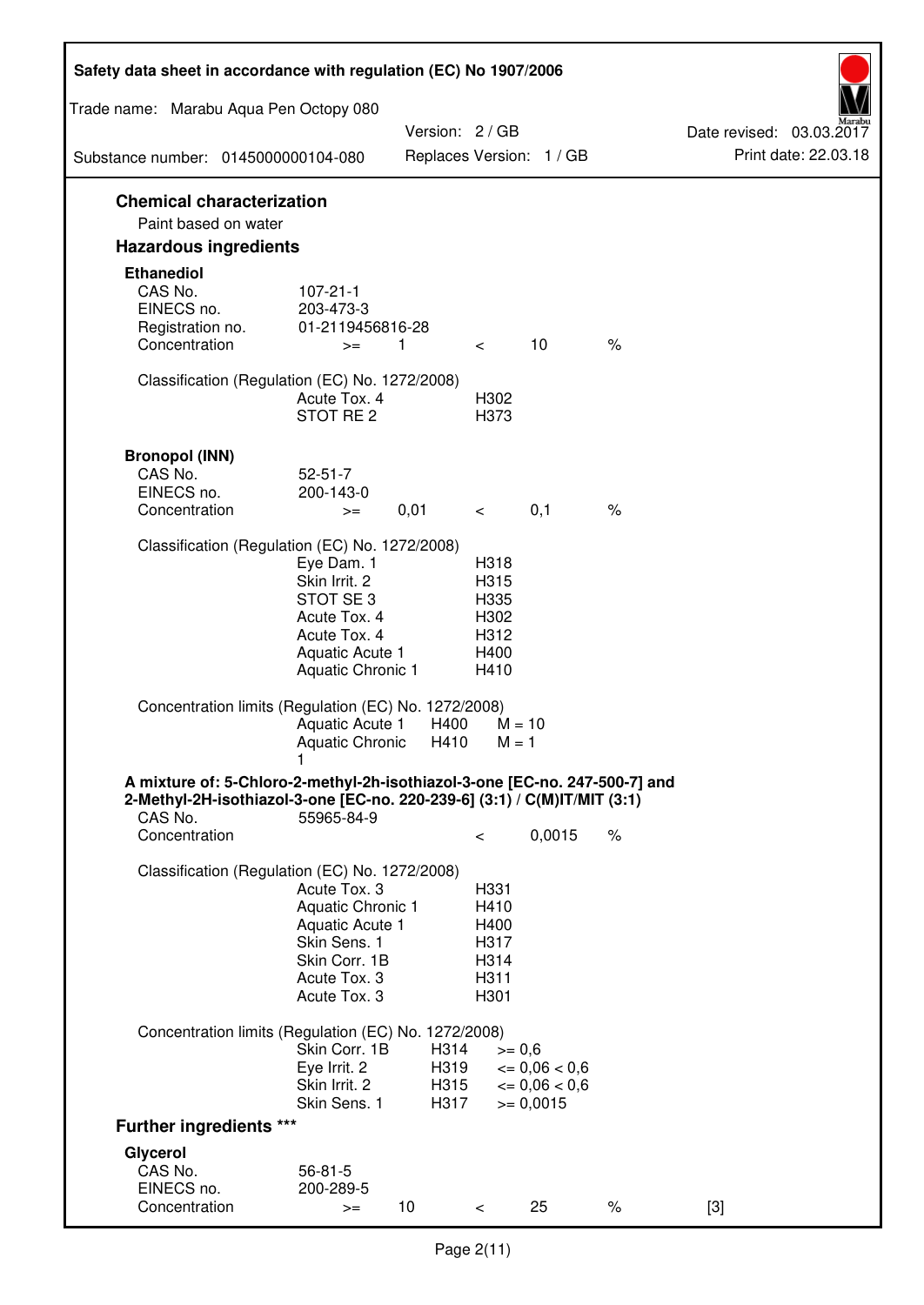## Chemical characterization

Paint based on water

## Hazardous ingredients

### Ethanediol

| | | | | | |
|---|---|---|---|---|---|
| CAS No. | 107-21-1 | | | | |
| EINECS no. | 203-473-3 | | | | |
| Registration no. | 01-2119456816-28 | | | | |
| Concentration | >= | 1 | < | 10 | % |

Classification (Regulation (EC) No. 1272/2008)

| | |
|---|---|
| Acute Tox. 4 | H302 |
| STOT RE 2 | H373 |

### Bronopol (INN)

| | | | | | |
|---|---|---|---|---|---|
| CAS No. | 52-51-7 | | | | |
| EINECS no. | 200-143-0 | | | | |
| Concentration | >= | 0,01 | < | 0,1 | % |

Classification (Regulation (EC) No. 1272/2008)

| | |
|---|---|
| Eye Dam. 1 | H318 |
| Skin Irrit. 2 | H315 |
| STOT SE 3 | H335 |
| Acute Tox. 4 | H302 |
| Acute Tox. 4 | H312 |
| Aquatic Acute 1 | H400 |
| Aquatic Chronic 1 | H410 |

Concentration limits (Regulation (EC) No. 1272/2008)

| | | |
|---|---|---|
| Aquatic Acute 1 | H400 | M = 10 |
| Aquatic Chronic 1 | H410 | M = 1 |

### A mixture of: 5-Chloro-2-methyl-2h-isothiazol-3-one [EC-no. 247-500-7] and 2-Methyl-2H-isothiazol-3-one [EC-no. 220-239-6] (3:1) / C(M)IT/MIT (3:1)

| | | | |
|---|---|---|---|
| CAS No. | 55965-84-9 | | |
| Concentration | < | 0,0015 | % |

Classification (Regulation (EC) No. 1272/2008)

| | |
|---|---|
| Acute Tox. 3 | H331 |
| Aquatic Chronic 1 | H410 |
| Aquatic Acute 1 | H400 |
| Skin Sens. 1 | H317 |
| Skin Corr. 1B | H314 |
| Acute Tox. 3 | H311 |
| Acute Tox. 3 | H301 |

Concentration limits (Regulation (EC) No. 1272/2008)

| | | |
|---|---|---|
| Skin Corr. 1B | H314 | >= 0,6 |
| Eye Irrit. 2 | H319 | <= 0,06 < 0,6 |
| Skin Irrit. 2 | H315 | <= 0,06 < 0,6 |
| Skin Sens. 1 | H317 | >= 0,0015 |

## Further ingredients ***

### Glycerol

| | | | | | | |
|---|---|---|---|---|---|---|
| CAS No. | 56-81-5 | | | | | |
| EINECS no. | 200-289-5 | | | | | |
| Concentration | >= | 10 | < | 25 | % | [3] |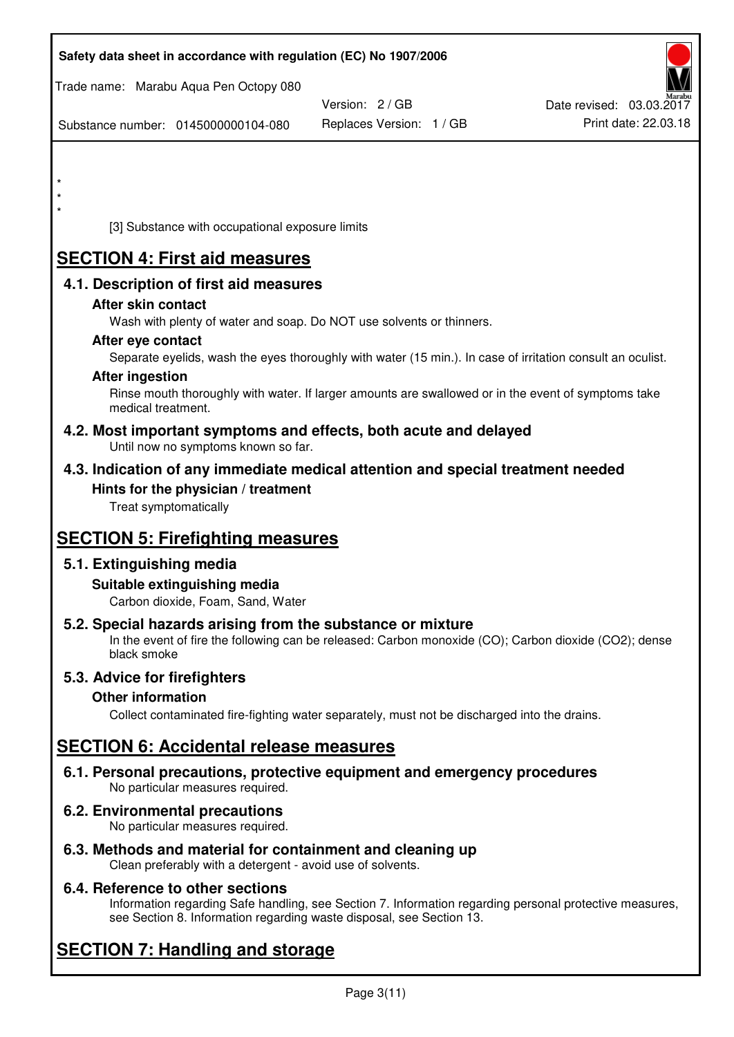*
*
*

[3] Substance with occupational exposure limits

# SECTION 4: First aid measures

## 4.1. Description of first aid measures

### After skin contact

Wash with plenty of water and soap. Do NOT use solvents or thinners.

### After eye contact

Separate eyelids, wash the eyes thoroughly with water (15 min.). In case of irritation consult an oculist.

### After ingestion

Rinse mouth thoroughly with water. If larger amounts are swallowed or in the event of symptoms take medical treatment.

## 4.2. Most important symptoms and effects, both acute and delayed

Until now no symptoms known so far.

## 4.3. Indication of any immediate medical attention and special treatment needed

### Hints for the physician / treatment

Treat symptomatically

# SECTION 5: Firefighting measures

## 5.1. Extinguishing media

### Suitable extinguishing media

Carbon dioxide, Foam, Sand, Water

## 5.2. Special hazards arising from the substance or mixture

In the event of fire the following can be released: Carbon monoxide (CO); Carbon dioxide ($CO_2$); dense black smoke

## 5.3. Advice for firefighters

### Other information

Collect contaminated fire-fighting water separately, must not be discharged into the drains.

# SECTION 6: Accidental release measures

## 6.1. Personal precautions, protective equipment and emergency procedures

No particular measures required.

## 6.2. Environmental precautions

No particular measures required.

## 6.3. Methods and material for containment and cleaning up

Clean preferably with a detergent - avoid use of solvents.

## 6.4. Reference to other sections

Information regarding Safe handling, see Section 7. Information regarding personal protective measures, see Section 8. Information regarding waste disposal, see Section 13.

# SECTION 7: Handling and storage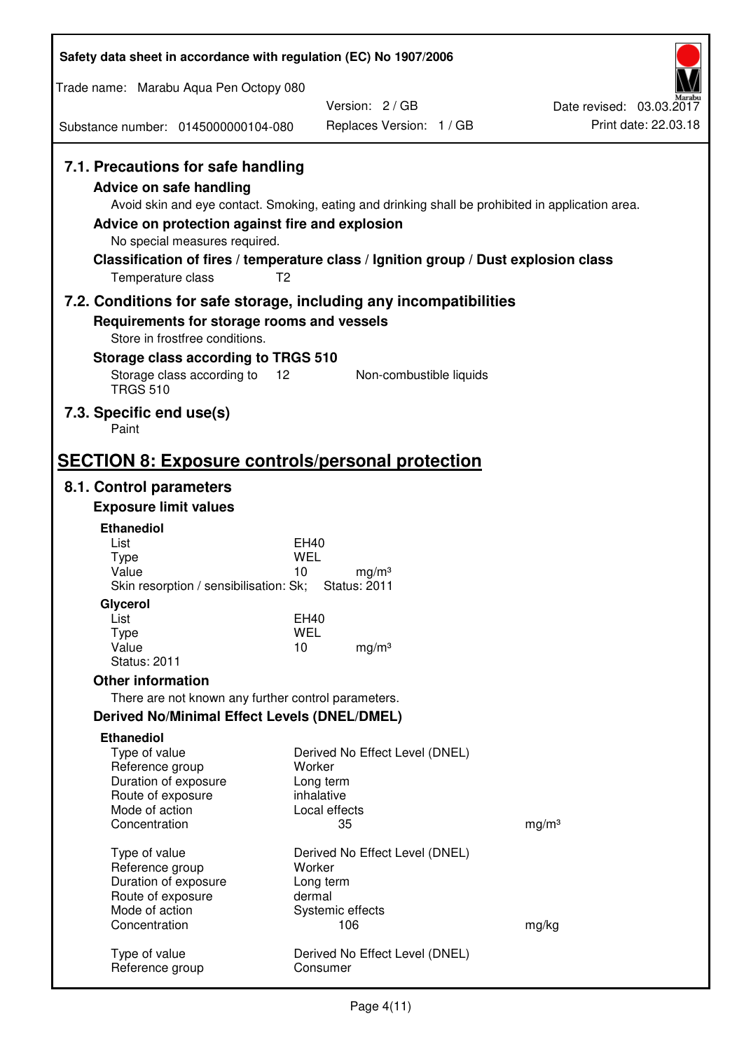## 7.1. Precautions for safe handling

### Advice on safe handling

Avoid skin and eye contact. Smoking, eating and drinking shall be prohibited in application area.

### Advice on protection against fire and explosion

No special measures required.

### Classification of fires / temperature class / Ignition group / Dust explosion class

Temperature class T2

## 7.2. Conditions for safe storage, including any incompatibilities

### Requirements for storage rooms and vessels

Store in frostfree conditions.

### Storage class according to TRGS 510

| | | |
|---|---|---|
| Storage class according to TRGS 510 | 12 | Non-combustible liquids |

## 7.3. Specific end use(s)

Paint

# SECTION 8: Exposure controls/personal protection

## 8.1. Control parameters

### Exposure limit values

**Ethanediol**

| | | |
|---|---|---|
| List | EH40 | |
| Type | WEL | |
| Value | 10 | mg/m³ |

Skin resorption / sensibilisation: Sk; Status: 2011

**Glycerol**

| | | |
|---|---|---|
| List | EH40 | |
| Type | WEL | |
| Value | 10 | mg/m³ |

Status: 2011

### Other information

There are not known any further control parameters.

### Derived No/Minimal Effect Levels (DNEL/DMEL)

**Ethanediol**

| | | |
|---|---|---|
| Type of value | Derived No Effect Level (DNEL) | |
| Reference group | Worker | |
| Duration of exposure | Long term | |
| Route of exposure | inhalative | |
| Mode of action | Local effects | |
| Concentration | 35 | mg/m³ |

| | | |
|---|---|---|
| Type of value | Derived No Effect Level (DNEL) | |
| Reference group | Worker | |
| Duration of exposure | Long term | |
| Route of exposure | dermal | |
| Mode of action | Systemic effects | |
| Concentration | 106 | mg/kg |

| | |
|---|---|
| Type of value | Derived No Effect Level (DNEL) |
| Reference group | Consumer |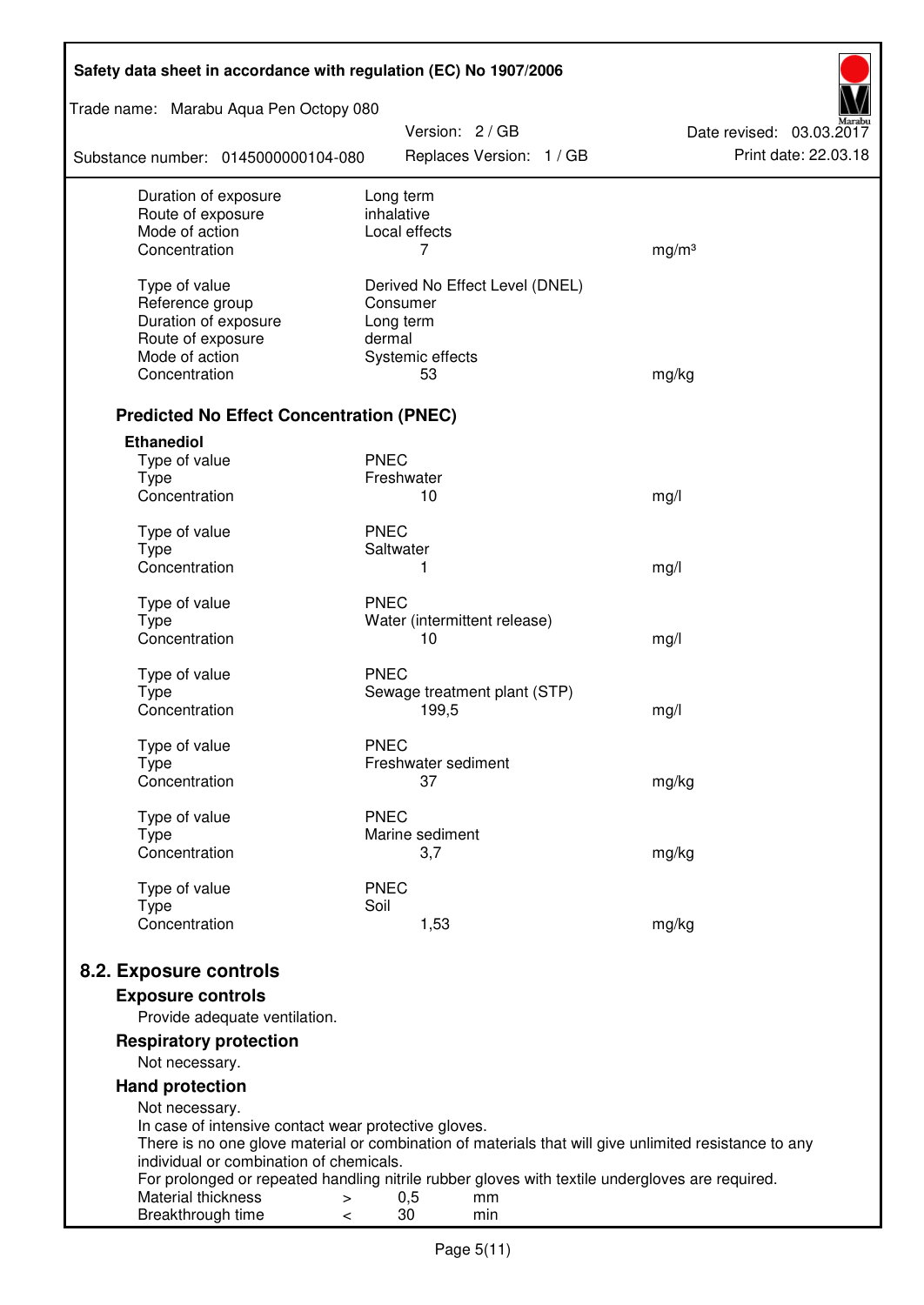| | | |
|---|---|---|
| Duration of exposure | Long term | |
| Route of exposure | inhalative | |
| Mode of action | Local effects | |
| Concentration | 7 | mg/m³ |
| | | |
| Type of value | Derived No Effect Level (DNEL) | |
| Reference group | Consumer | |
| Duration of exposure | Long term | |
| Route of exposure | dermal | |
| Mode of action | Systemic effects | |
| Concentration | 53 | mg/kg |

### Predicted No Effect Concentration (PNEC)

**Ethanediol**

| | | |
|---|---|---|
| Type of value | PNEC | |
| Type | Freshwater | |
| Concentration | 10 | mg/l |
| | | |
| Type of value | PNEC | |
| Type | Saltwater | |
| Concentration | 1 | mg/l |
| | | |
| Type of value | PNEC | |
| Type | Water (intermittent release) | |
| Concentration | 10 | mg/l |
| | | |
| Type of value | PNEC | |
| Type | Sewage treatment plant (STP) | |
| Concentration | 199,5 | mg/l |
| | | |
| Type of value | PNEC | |
| Type | Freshwater sediment | |
| Concentration | 37 | mg/kg |
| | | |
| Type of value | PNEC | |
| Type | Marine sediment | |
| Concentration | 3,7 | mg/kg |
| | | |
| Type of value | PNEC | |
| Type | Soil | |
| Concentration | 1,53 | mg/kg |

## 8.2. Exposure controls

### Exposure controls

Provide adequate ventilation.

### Respiratory protection

Not necessary.

### Hand protection

Not necessary.
In case of intensive contact wear protective gloves.
There is no one glove material or combination of materials that will give unlimited resistance to any individual or combination of chemicals.
For prolonged or repeated handling nitrile rubber gloves with textile undergloves are required.

| | | | |
|---|---|---|---|
| Material thickness | > | 0,5 | mm |
| Breakthrough time | < | 30 | min |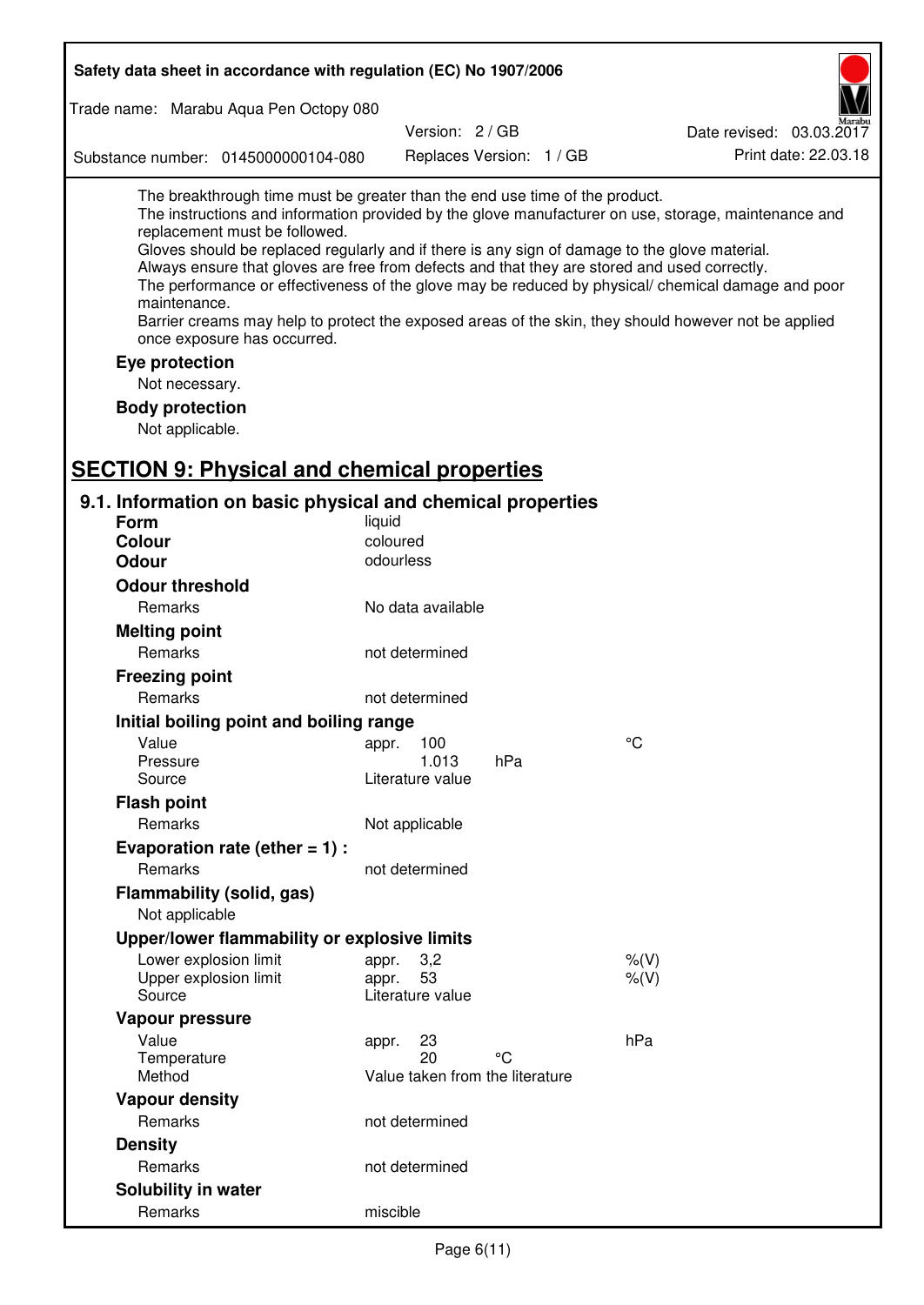The breakthrough time must be greater than the end use time of the product.
The instructions and information provided by the glove manufacturer on use, storage, maintenance and replacement must be followed.
Gloves should be replaced regularly and if there is any sign of damage to the glove material.
Always ensure that gloves are free from defects and that they are stored and used correctly.
The performance or effectiveness of the glove may be reduced by physical/ chemical damage and poor maintenance.
Barrier creams may help to protect the exposed areas of the skin, they should however not be applied once exposure has occurred.

### Eye protection

Not necessary.

### Body protection

Not applicable.

## SECTION 9: Physical and chemical properties

### 9.1. Information on basic physical and chemical properties

| | | | |
|---|---|---|---|
| **Form** | liquid | | |
| **Colour** | coloured | | |
| **Odour** | odourless | | |
| **Odour threshold** | | | |
| Remarks | No data available | | |
| **Melting point** | | | |
| Remarks | not determined | | |
| **Freezing point** | | | |
| Remarks | not determined | | |
| **Initial boiling point and boiling range** | | | |
| Value | appr. 100 | | °C |
| Pressure | 1.013 | hPa | |
| Source | Literature value | | |
| **Flash point** | | | |
| Remarks | Not applicable | | |
| **Evaporation rate (ether = 1) :** | | | |
| Remarks | not determined | | |
| **Flammability (solid, gas)** | | | |
| Not applicable | | | |
| **Upper/lower flammability or explosive limits** | | | |
| Lower explosion limit | appr. 3,2 | | %(V) |
| Upper explosion limit | appr. 53 | | %(V) |
| Source | Literature value | | |
| **Vapour pressure** | | | |
| Value | appr. 23 | | hPa |
| Temperature | 20 | °C | |
| Method | Value taken from the literature | | |
| **Vapour density** | | | |
| Remarks | not determined | | |
| **Density** | | | |
| Remarks | not determined | | |
| **Solubility in water** | | | |
| Remarks | miscible | | |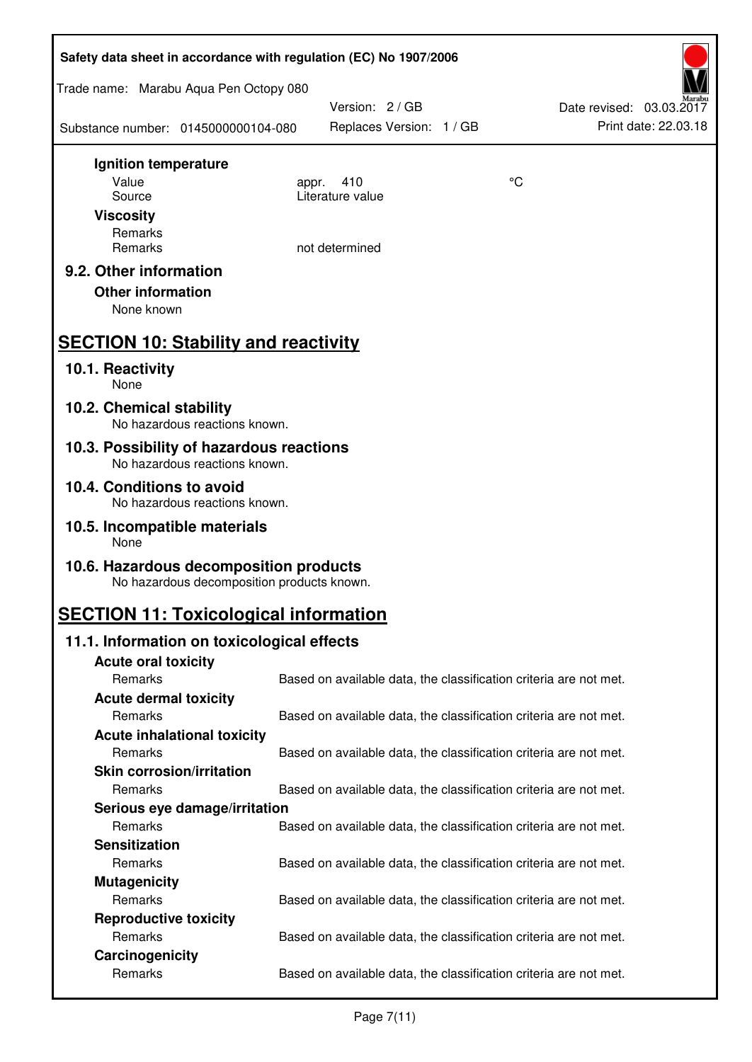**Ignition temperature**

| | | |
|---|---|---|
| Value | appr. 410 | °C |
| Source | Literature value | |

**Viscosity**

| | |
|---|---|
| Remarks | |
| Remarks | not determined |

## 9.2. Other information

**Other information**

None known

# SECTION 10: Stability and reactivity

## 10.1. Reactivity

None

## 10.2. Chemical stability

No hazardous reactions known.

## 10.3. Possibility of hazardous reactions

No hazardous reactions known.

## 10.4. Conditions to avoid

No hazardous reactions known.

## 10.5. Incompatible materials

None

## 10.6. Hazardous decomposition products

No hazardous decomposition products known.

# SECTION 11: Toxicological information

## 11.1. Information on toxicological effects

**Acute oral toxicity**

Remarks: Based on available data, the classification criteria are not met.

**Acute dermal toxicity**

Remarks: Based on available data, the classification criteria are not met.

**Acute inhalational toxicity**

Remarks: Based on available data, the classification criteria are not met.

**Skin corrosion/irritation**

Remarks: Based on available data, the classification criteria are not met.

**Serious eye damage/irritation**

Remarks: Based on available data, the classification criteria are not met.

**Sensitization**

Remarks: Based on available data, the classification criteria are not met.

**Mutagenicity**

Remarks: Based on available data, the classification criteria are not met.

**Reproductive toxicity**

Remarks: Based on available data, the classification criteria are not met.

**Carcinogenicity**

Remarks: Based on available data, the classification criteria are not met.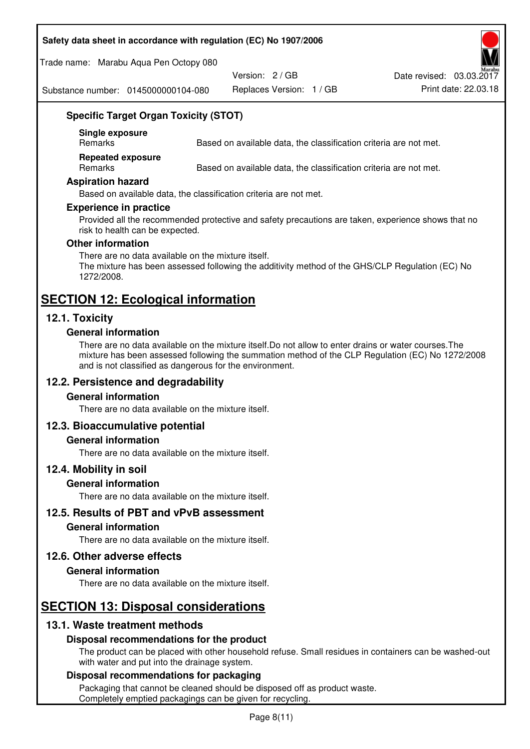### Specific Target Organ Toxicity (STOT)

**Single exposure**

| Remarks | Based on available data, the classification criteria are not met. |
|---|---|

**Repeated exposure**

| Remarks | Based on available data, the classification criteria are not met. |
|---|---|

### Aspiration hazard

Based on available data, the classification criteria are not met.

### Experience in practice

Provided all the recommended protective and safety precautions are taken, experience shows that no risk to health can be expected.

### Other information

There are no data available on the mixture itself.
The mixture has been assessed following the additivity method of the GHS/CLP Regulation (EC) No 1272/2008.

# SECTION 12: Ecological information

## 12.1. Toxicity

### General information

There are no data available on the mixture itself.Do not allow to enter drains or water courses.The mixture has been assessed following the summation method of the CLP Regulation (EC) No 1272/2008 and is not classified as dangerous for the environment.

## 12.2. Persistence and degradability

### General information

There are no data available on the mixture itself.

## 12.3. Bioaccumulative potential

### General information

There are no data available on the mixture itself.

## 12.4. Mobility in soil

### General information

There are no data available on the mixture itself.

## 12.5. Results of PBT and vPvB assessment

### General information

There are no data available on the mixture itself.

## 12.6. Other adverse effects

### General information

There are no data available on the mixture itself.

# SECTION 13: Disposal considerations

## 13.1. Waste treatment methods

### Disposal recommendations for the product

The product can be placed with other household refuse. Small residues in containers can be washed-out with water and put into the drainage system.

### Disposal recommendations for packaging

Packaging that cannot be cleaned should be disposed off as product waste.
Completely emptied packagings can be given for recycling.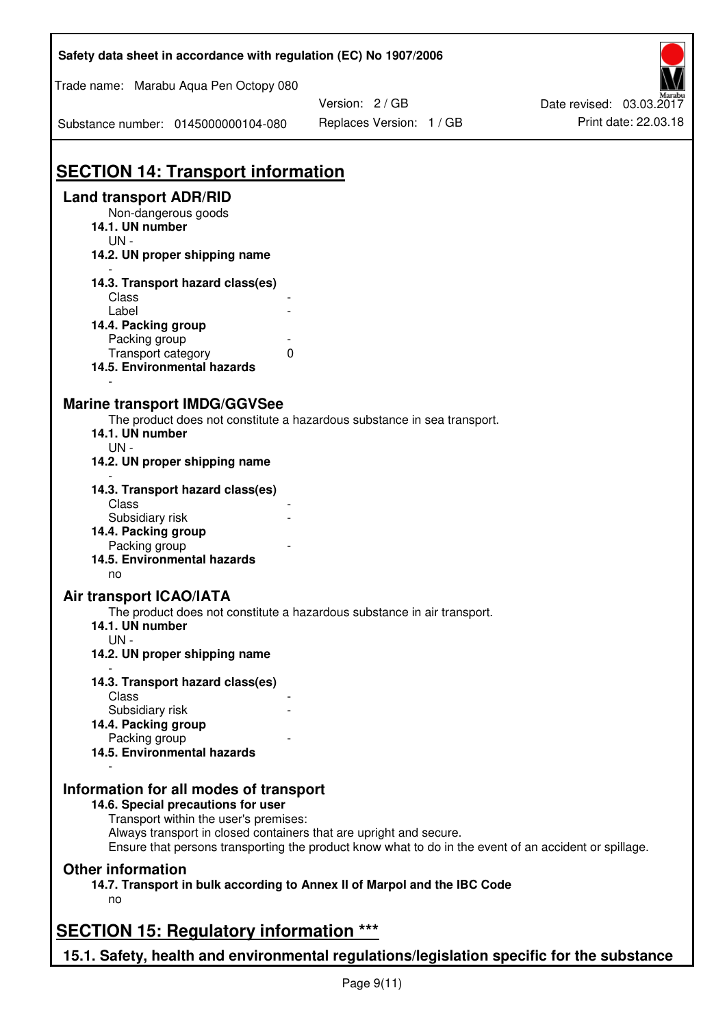## SECTION 14: Transport information

### Land transport ADR/RID

Non-dangerous goods

**14.1. UN number**

UN -

**14.2. UN proper shipping name**

-

**14.3. Transport hazard class(es)**

Class -

Label -

**14.4. Packing group**

Packing group -

Transport category 0

**14.5. Environmental hazards**

-

### Marine transport IMDG/GGVSee

The product does not constitute a hazardous substance in sea transport.

**14.1. UN number**

UN -

**14.2. UN proper shipping name**

-

**14.3. Transport hazard class(es)**

Class -

Subsidiary risk -

**14.4. Packing group**

Packing group -

**14.5. Environmental hazards**

no

### Air transport ICAO/IATA

The product does not constitute a hazardous substance in air transport.

**14.1. UN number**

UN -

**14.2. UN proper shipping name**

-

**14.3. Transport hazard class(es)**

Class -

Subsidiary risk -

**14.4. Packing group**

Packing group -

**14.5. Environmental hazards**

-

### Information for all modes of transport

**14.6. Special precautions for user**

Transport within the user's premises:
Always transport in closed containers that are upright and secure.
Ensure that persons transporting the product know what to do in the event of an accident or spillage.

### Other information

**14.7. Transport in bulk according to Annex II of Marpol and the IBC Code**

no

## SECTION 15: Regulatory information ***

### 15.1. Safety, health and environmental regulations/legislation specific for the substance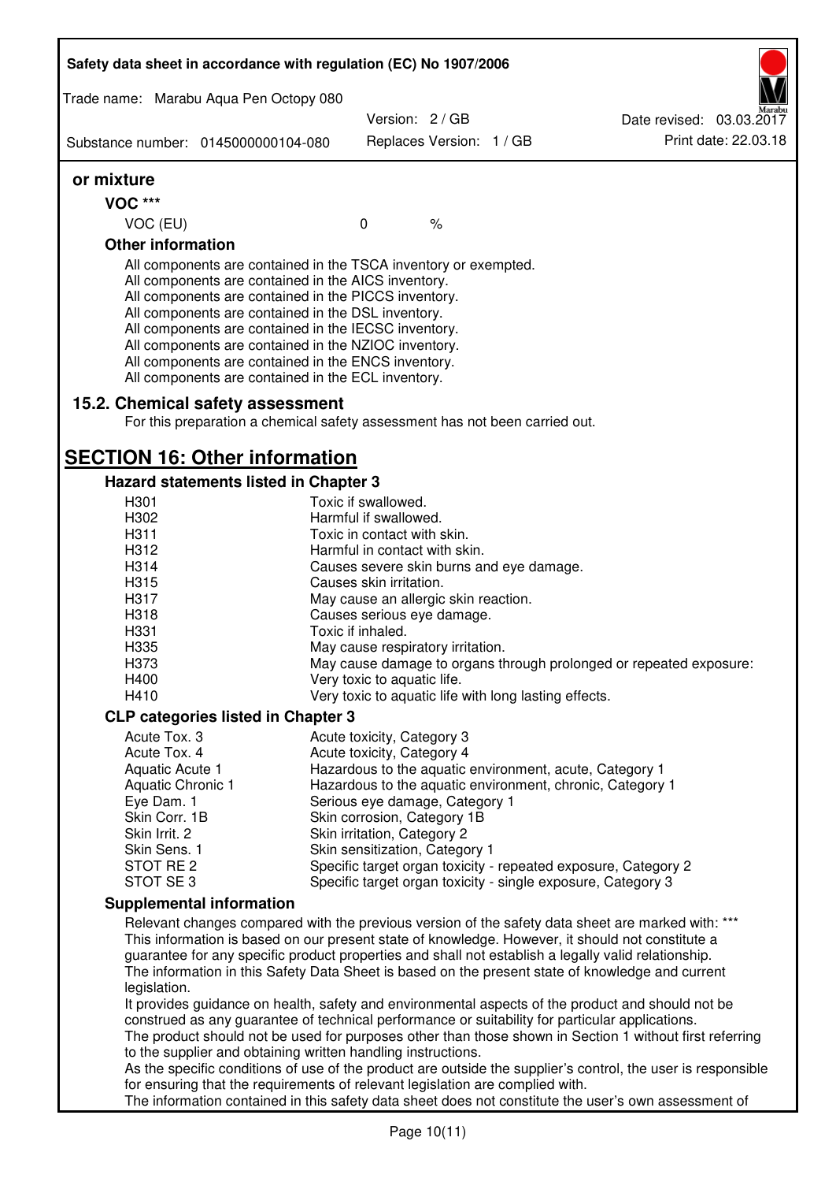**or mixture**

**VOC \*\*\***

| | | |
|---|---|---|
| VOC (EU) | 0 | % |

**Other information**

All components are contained in the TSCA inventory or exempted.
All components are contained in the AICS inventory.
All components are contained in the PICCS inventory.
All components are contained in the DSL inventory.
All components are contained in the IECSC inventory.
All components are contained in the NZIOC inventory.
All components are contained in the ENCS inventory.
All components are contained in the ECL inventory.

### 15.2. Chemical safety assessment

For this preparation a chemical safety assessment has not been carried out.

## SECTION 16: Other information

### Hazard statements listed in Chapter 3

| | |
|---|---|
| H301 | Toxic if swallowed. |
| H302 | Harmful if swallowed. |
| H311 | Toxic in contact with skin. |
| H312 | Harmful in contact with skin. |
| H314 | Causes severe skin burns and eye damage. |
| H315 | Causes skin irritation. |
| H317 | May cause an allergic skin reaction. |
| H318 | Causes serious eye damage. |
| H331 | Toxic if inhaled. |
| H335 | May cause respiratory irritation. |
| H373 | May cause damage to organs through prolonged or repeated exposure: |
| H400 | Very toxic to aquatic life. |
| H410 | Very toxic to aquatic life with long lasting effects. |

### CLP categories listed in Chapter 3

| | |
|---|---|
| Acute Tox. 3 | Acute toxicity, Category 3 |
| Acute Tox. 4 | Acute toxicity, Category 4 |
| Aquatic Acute 1 | Hazardous to the aquatic environment, acute, Category 1 |
| Aquatic Chronic 1 | Hazardous to the aquatic environment, chronic, Category 1 |
| Eye Dam. 1 | Serious eye damage, Category 1 |
| Skin Corr. 1B | Skin corrosion, Category 1B |
| Skin Irrit. 2 | Skin irritation, Category 2 |
| Skin Sens. 1 | Skin sensitization, Category 1 |
| STOT RE 2 | Specific target organ toxicity - repeated exposure, Category 2 |
| STOT SE 3 | Specific target organ toxicity - single exposure, Category 3 |

### Supplemental information

Relevant changes compared with the previous version of the safety data sheet are marked with: ***
This information is based on our present state of knowledge. However, it should not constitute a guarantee for any specific product properties and shall not establish a legally valid relationship.
The information in this Safety Data Sheet is based on the present state of knowledge and current legislation.
It provides guidance on health, safety and environmental aspects of the product and should not be construed as any guarantee of technical performance or suitability for particular applications.
The product should not be used for purposes other than those shown in Section 1 without first referring to the supplier and obtaining written handling instructions.
As the specific conditions of use of the product are outside the supplier's control, the user is responsible for ensuring that the requirements of relevant legislation are complied with.
The information contained in this safety data sheet does not constitute the user's own assessment of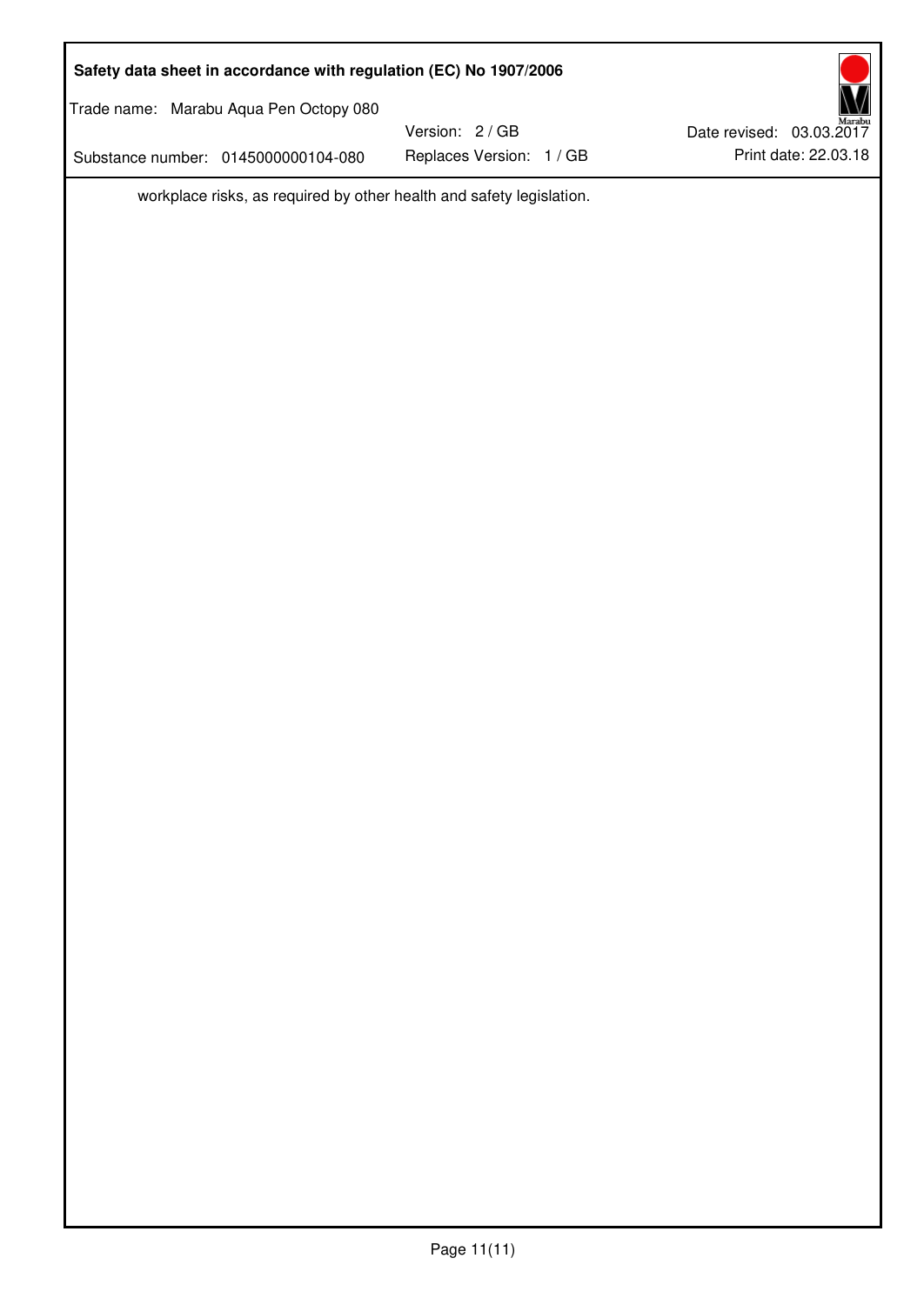workplace risks, as required by other health and safety legislation.